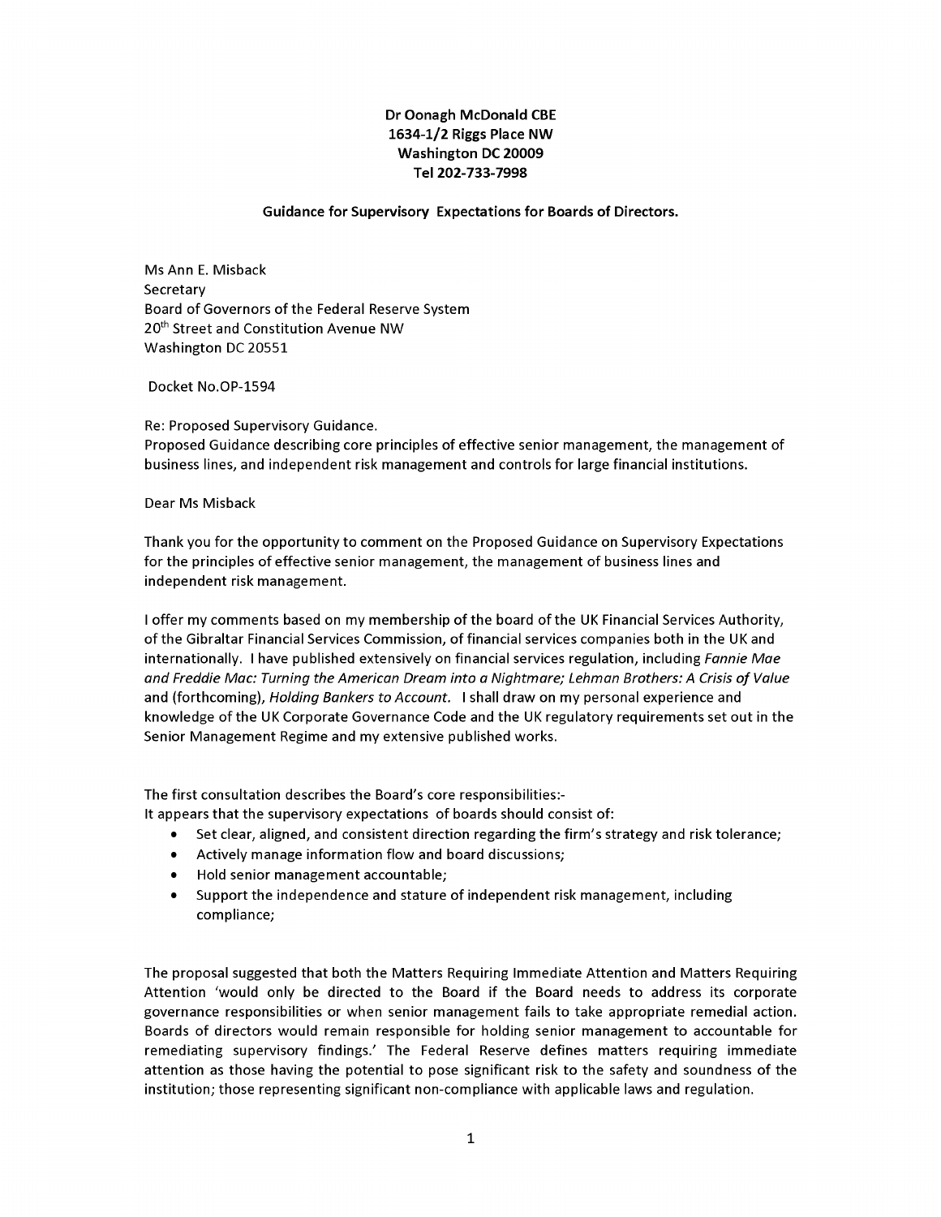**Dr Oonagh McDonald CBE**
**1634-1/2 Riggs Place NW**
**Washington DC 20009**
**Tel 202-733-7998**

**Guidance for Supervisory Expectations for Boards of Directors.**

Ms Ann E. Misback
Secretary
Board of Governors of the Federal Reserve System
20th Street and Constitution Avenue NW
Washington DC 20551

Docket No.OP-1594

Re: Proposed Supervisory Guidance.
Proposed Guidance describing core principles of effective senior management, the management of business lines, and independent risk management and controls for large financial institutions.

Dear Ms Misback

Thank you for the opportunity to comment on the Proposed Guidance on Supervisory Expectations for the principles of effective senior management, the management of business lines and independent risk management.

I offer my comments based on my membership of the board of the UK Financial Services Authority, of the Gibraltar Financial Services Commission, of financial services companies both in the UK and internationally. I have published extensively on financial services regulation, including *Fannie Mae and Freddie Mac: Turning the American Dream into a Nightmare; Lehman Brothers: A Crisis of Value* and (forthcoming), *Holding Bankers to Account.* I shall draw on my personal experience and knowledge of the UK Corporate Governance Code and the UK regulatory requirements set out in the Senior Management Regime and my extensive published works.

The first consultation describes the Board's core responsibilities:-
It appears that the supervisory expectations of boards should consist of:

- Set clear, aligned, and consistent direction regarding the firm's strategy and risk tolerance;
- Actively manage information flow and board discussions;
- Hold senior management accountable;
- Support the independence and stature of independent risk management, including compliance;

The proposal suggested that both the Matters Requiring Immediate Attention and Matters Requiring Attention 'would only be directed to the Board if the Board needs to address its corporate governance responsibilities or when senior management fails to take appropriate remedial action. Boards of directors would remain responsible for holding senior management to accountable for remediating supervisory findings.' The Federal Reserve defines matters requiring immediate attention as those having the potential to pose significant risk to the safety and soundness of the institution; those representing significant non-compliance with applicable laws and regulation.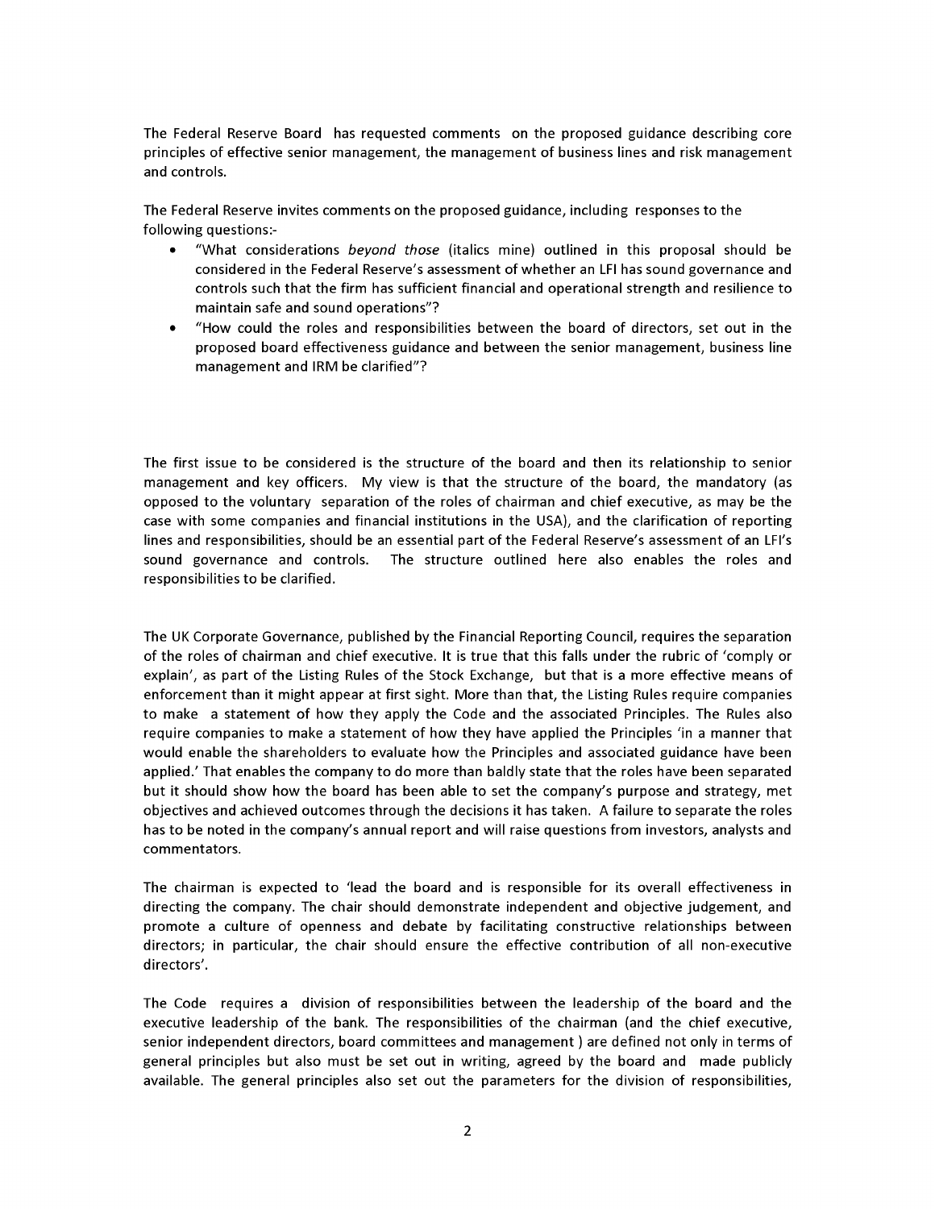The Federal Reserve Board has requested comments on the proposed guidance describing core principles of effective senior management, the management of business lines and risk management and controls.

The Federal Reserve invites comments on the proposed guidance, including responses to the following questions:-

- "What considerations *beyond those* (italics mine) outlined in this proposal should be considered in the Federal Reserve's assessment of whether an LFI has sound governance and controls such that the firm has sufficient financial and operational strength and resilience to maintain safe and sound operations"?
- "How could the roles and responsibilities between the board of directors, set out in the proposed board effectiveness guidance and between the senior management, business line management and IRM be clarified"?

The first issue to be considered is the structure of the board and then its relationship to senior management and key officers. My view is that the structure of the board, the mandatory (as opposed to the voluntary separation of the roles of chairman and chief executive, as may be the case with some companies and financial institutions in the USA), and the clarification of reporting lines and responsibilities, should be an essential part of the Federal Reserve's assessment of an LFI's sound governance and controls. The structure outlined here also enables the roles and responsibilities to be clarified.

The UK Corporate Governance, published by the Financial Reporting Council, requires the separation of the roles of chairman and chief executive. It is true that this falls under the rubric of 'comply or explain', as part of the Listing Rules of the Stock Exchange, but that is a more effective means of enforcement than it might appear at first sight. More than that, the Listing Rules require companies to make a statement of how they apply the Code and the associated Principles. The Rules also require companies to make a statement of how they have applied the Principles 'in a manner that would enable the shareholders to evaluate how the Principles and associated guidance have been applied.' That enables the company to do more than baldly state that the roles have been separated but it should show how the board has been able to set the company's purpose and strategy, met objectives and achieved outcomes through the decisions it has taken. A failure to separate the roles has to be noted in the company's annual report and will raise questions from investors, analysts and commentators.

The chairman is expected to 'lead the board and is responsible for its overall effectiveness in directing the company. The chair should demonstrate independent and objective judgement, and promote a culture of openness and debate by facilitating constructive relationships between directors; in particular, the chair should ensure the effective contribution of all non-executive directors'.

The Code requires a division of responsibilities between the leadership of the board and the executive leadership of the bank. The responsibilities of the chairman (and the chief executive, senior independent directors, board committees and management ) are defined not only in terms of general principles but also must be set out in writing, agreed by the board and made publicly available. The general principles also set out the parameters for the division of responsibilities,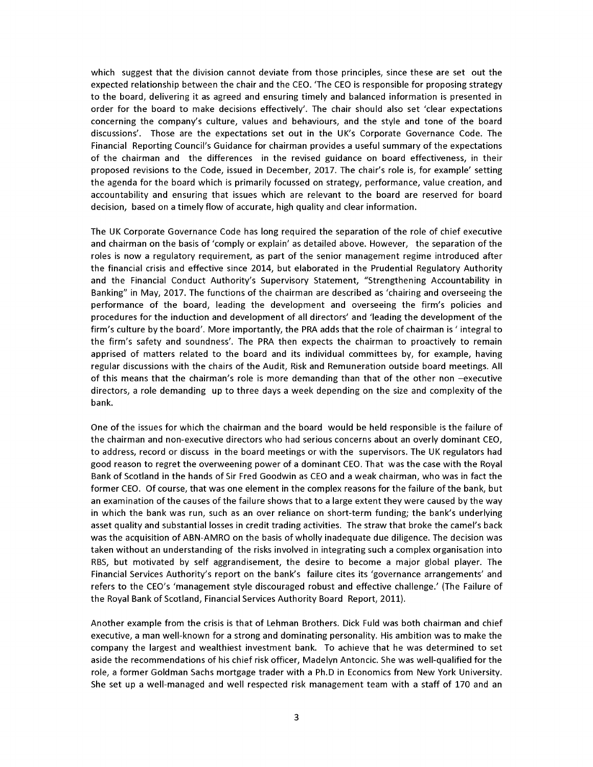which suggest that the division cannot deviate from those principles, since these are set out the expected relationship between the chair and the CEO. 'The CEO is responsible for proposing strategy to the board, delivering it as agreed and ensuring timely and balanced information is presented in order for the board to make decisions effectively'. The chair should also set 'clear expectations concerning the company's culture, values and behaviours, and the style and tone of the board discussions'. Those are the expectations set out in the UK's Corporate Governance Code. The Financial Reporting Council's Guidance for chairman provides a useful summary of the expectations of the chairman and the differences in the revised guidance on board effectiveness, in their proposed revisions to the Code, issued in December, 2017. The chair's role is, for example' setting the agenda for the board which is primarily focussed on strategy, performance, value creation, and accountability and ensuring that issues which are relevant to the board are reserved for board decision, based on a timely flow of accurate, high quality and clear information.

The UK Corporate Governance Code has long required the separation of the role of chief executive and chairman on the basis of 'comply or explain' as detailed above. However, the separation of the roles is now a regulatory requirement, as part of the senior management regime introduced after the financial crisis and effective since 2014, but elaborated in the Prudential Regulatory Authority and the Financial Conduct Authority's Supervisory Statement, "Strengthening Accountability in Banking" in May, 2017. The functions of the chairman are described as 'chairing and overseeing the performance of the board, leading the development and overseeing the firm's policies and procedures for the induction and development of all directors' and 'leading the development of the firm's culture by the board'. More importantly, the PRA adds that the role of chairman is ' integral to the firm's safety and soundness'. The PRA then expects the chairman to proactively to remain apprised of matters related to the board and its individual committees by, for example, having regular discussions with the chairs of the Audit, Risk and Remuneration outside board meetings. All of this means that the chairman's role is more demanding than that of the other non –executive directors, a role demanding up to three days a week depending on the size and complexity of the bank.

One of the issues for which the chairman and the board would be held responsible is the failure of the chairman and non-executive directors who had serious concerns about an overly dominant CEO, to address, record or discuss in the board meetings or with the supervisors. The UK regulators had good reason to regret the overweening power of a dominant CEO. That was the case with the Royal Bank of Scotland in the hands of Sir Fred Goodwin as CEO and a weak chairman, who was in fact the former CEO. Of course, that was one element in the complex reasons for the failure of the bank, but an examination of the causes of the failure shows that to a large extent they were caused by the way in which the bank was run, such as an over reliance on short-term funding; the bank's underlying asset quality and substantial losses in credit trading activities. The straw that broke the camel's back was the acquisition of ABN-AMRO on the basis of wholly inadequate due diligence. The decision was taken without an understanding of the risks involved in integrating such a complex organisation into RBS, but motivated by self aggrandisement, the desire to become a major global player. The Financial Services Authority's report on the bank's failure cites its 'governance arrangements' and refers to the CEO's 'management style discouraged robust and effective challenge.' (The Failure of the Royal Bank of Scotland, Financial Services Authority Board Report, 2011).

Another example from the crisis is that of Lehman Brothers. Dick Fuld was both chairman and chief executive, a man well-known for a strong and dominating personality. His ambition was to make the company the largest and wealthiest investment bank. To achieve that he was determined to set aside the recommendations of his chief risk officer, Madelyn Antoncic. She was well-qualified for the role, a former Goldman Sachs mortgage trader with a Ph.D in Economics from New York University. She set up a well-managed and well respected risk management team with a staff of 170 and an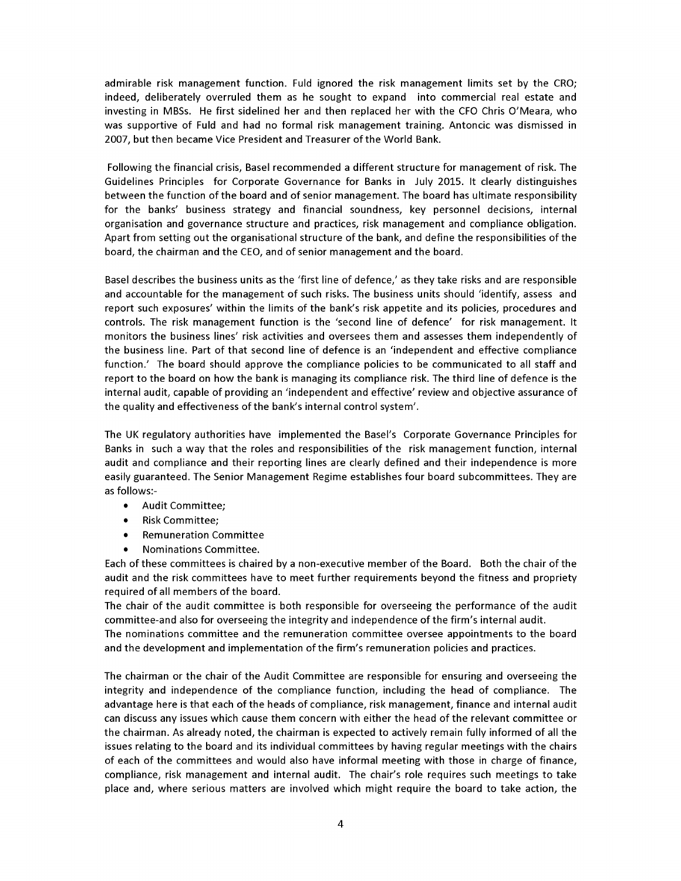admirable risk management function. Fuld ignored the risk management limits set by the CRO; indeed, deliberately overruled them as he sought to expand into commercial real estate and investing in MBSs. He first sidelined her and then replaced her with the CFO Chris O'Meara, who was supportive of Fuld and had no formal risk management training. Antoncic was dismissed in 2007, but then became Vice President and Treasurer of the World Bank.

Following the financial crisis, Basel recommended a different structure for management of risk. The Guidelines Principles for Corporate Governance for Banks in July 2015. It clearly distinguishes between the function of the board and of senior management. The board has ultimate responsibility for the banks' business strategy and financial soundness, key personnel decisions, internal organisation and governance structure and practices, risk management and compliance obligation. Apart from setting out the organisational structure of the bank, and define the responsibilities of the board, the chairman and the CEO, and of senior management and the board.

Basel describes the business units as the 'first line of defence,' as they take risks and are responsible and accountable for the management of such risks. The business units should 'identify, assess and report such exposures' within the limits of the bank's risk appetite and its policies, procedures and controls. The risk management function is the 'second line of defence' for risk management. It monitors the business lines' risk activities and oversees them and assesses them independently of the business line. Part of that second line of defence is an 'independent and effective compliance function.' The board should approve the compliance policies to be communicated to all staff and report to the board on how the bank is managing its compliance risk. The third line of defence is the internal audit, capable of providing an 'independent and effective' review and objective assurance of the quality and effectiveness of the bank's internal control system'.

The UK regulatory authorities have implemented the Basel's Corporate Governance Principles for Banks in such a way that the roles and responsibilities of the risk management function, internal audit and compliance and their reporting lines are clearly defined and their independence is more easily guaranteed. The Senior Management Regime establishes four board subcommittees. They are as follows:-

- Audit Committee;
- Risk Committee;
- Remuneration Committee
- Nominations Committee.

Each of these committees is chaired by a non-executive member of the Board. Both the chair of the audit and the risk committees have to meet further requirements beyond the fitness and propriety required of all members of the board.

The chair of the audit committee is both responsible for overseeing the performance of the audit committee-and also for overseeing the integrity and independence of the firm's internal audit.

The nominations committee and the remuneration committee oversee appointments to the board and the development and implementation of the firm's remuneration policies and practices.

The chairman or the chair of the Audit Committee are responsible for ensuring and overseeing the integrity and independence of the compliance function, including the head of compliance. The advantage here is that each of the heads of compliance, risk management, finance and internal audit can discuss any issues which cause them concern with either the head of the relevant committee or the chairman. As already noted, the chairman is expected to actively remain fully informed of all the issues relating to the board and its individual committees by having regular meetings with the chairs of each of the committees and would also have informal meeting with those in charge of finance, compliance, risk management and internal audit. The chair's role requires such meetings to take place and, where serious matters are involved which might require the board to take action, the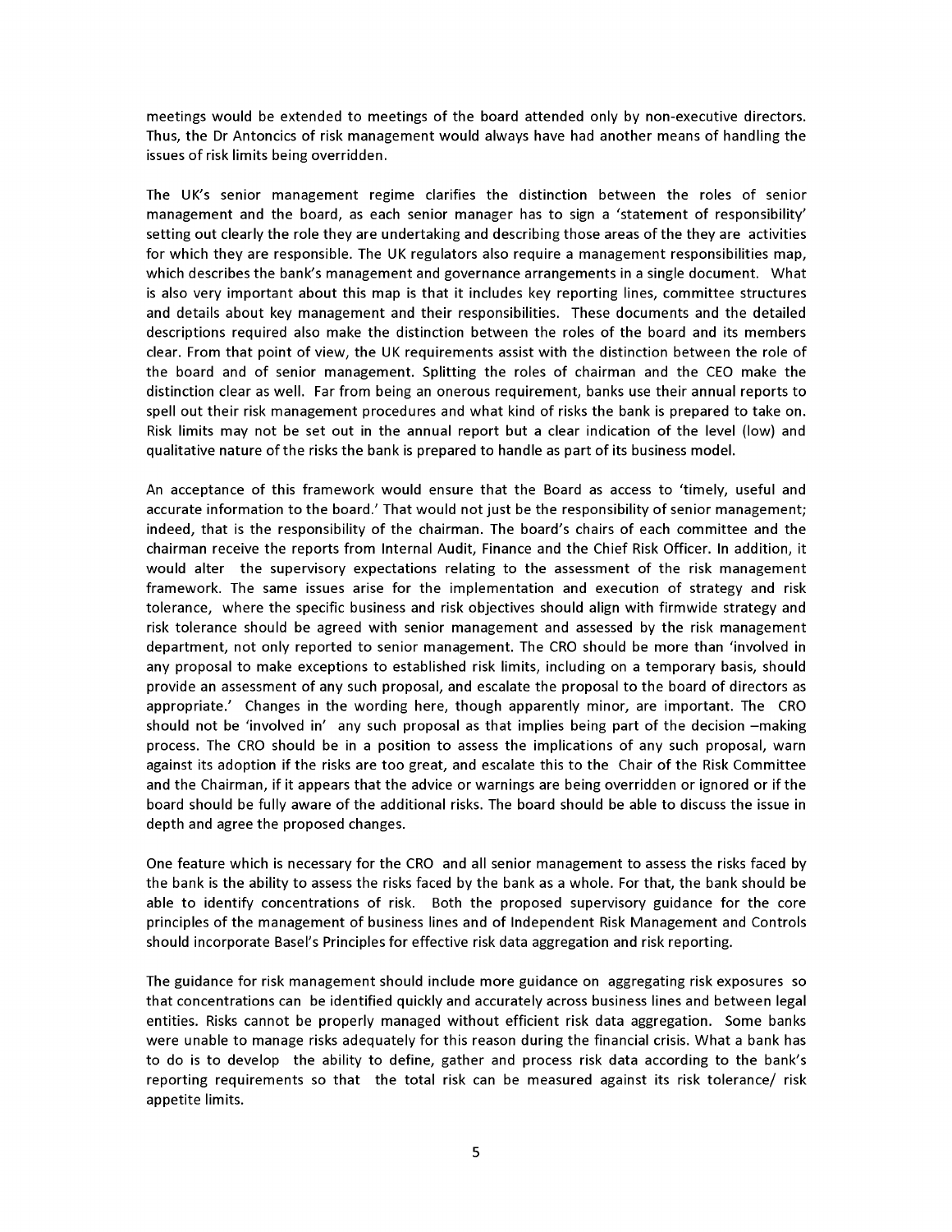meetings would be extended to meetings of the board attended only by non-executive directors. Thus, the Dr Antoncics of risk management would always have had another means of handling the issues of risk limits being overridden.

The UK's senior management regime clarifies the distinction between the roles of senior management and the board, as each senior manager has to sign a 'statement of responsibility' setting out clearly the role they are undertaking and describing those areas of the they are activities for which they are responsible. The UK regulators also require a management responsibilities map, which describes the bank's management and governance arrangements in a single document. What is also very important about this map is that it includes key reporting lines, committee structures and details about key management and their responsibilities. These documents and the detailed descriptions required also make the distinction between the roles of the board and its members clear. From that point of view, the UK requirements assist with the distinction between the role of the board and of senior management. Splitting the roles of chairman and the CEO make the distinction clear as well. Far from being an onerous requirement, banks use their annual reports to spell out their risk management procedures and what kind of risks the bank is prepared to take on. Risk limits may not be set out in the annual report but a clear indication of the level (low) and qualitative nature of the risks the bank is prepared to handle as part of its business model.

An acceptance of this framework would ensure that the Board as access to 'timely, useful and accurate information to the board.' That would not just be the responsibility of senior management; indeed, that is the responsibility of the chairman. The board's chairs of each committee and the chairman receive the reports from Internal Audit, Finance and the Chief Risk Officer. In addition, it would alter the supervisory expectations relating to the assessment of the risk management framework. The same issues arise for the implementation and execution of strategy and risk tolerance, where the specific business and risk objectives should align with firmwide strategy and risk tolerance should be agreed with senior management and assessed by the risk management department, not only reported to senior management. The CRO should be more than 'involved in any proposal to make exceptions to established risk limits, including on a temporary basis, should provide an assessment of any such proposal, and escalate the proposal to the board of directors as appropriate.' Changes in the wording here, though apparently minor, are important. The CRO should not be 'involved in' any such proposal as that implies being part of the decision –making process. The CRO should be in a position to assess the implications of any such proposal, warn against its adoption if the risks are too great, and escalate this to the Chair of the Risk Committee and the Chairman, if it appears that the advice or warnings are being overridden or ignored or if the board should be fully aware of the additional risks. The board should be able to discuss the issue in depth and agree the proposed changes.

One feature which is necessary for the CRO and all senior management to assess the risks faced by the bank is the ability to assess the risks faced by the bank as a whole. For that, the bank should be able to identify concentrations of risk. Both the proposed supervisory guidance for the core principles of the management of business lines and of Independent Risk Management and Controls should incorporate Basel's Principles for effective risk data aggregation and risk reporting.

The guidance for risk management should include more guidance on aggregating risk exposures so that concentrations can be identified quickly and accurately across business lines and between legal entities. Risks cannot be properly managed without efficient risk data aggregation. Some banks were unable to manage risks adequately for this reason during the financial crisis. What a bank has to do is to develop the ability to define, gather and process risk data according to the bank's reporting requirements so that the total risk can be measured against its risk tolerance/ risk appetite limits.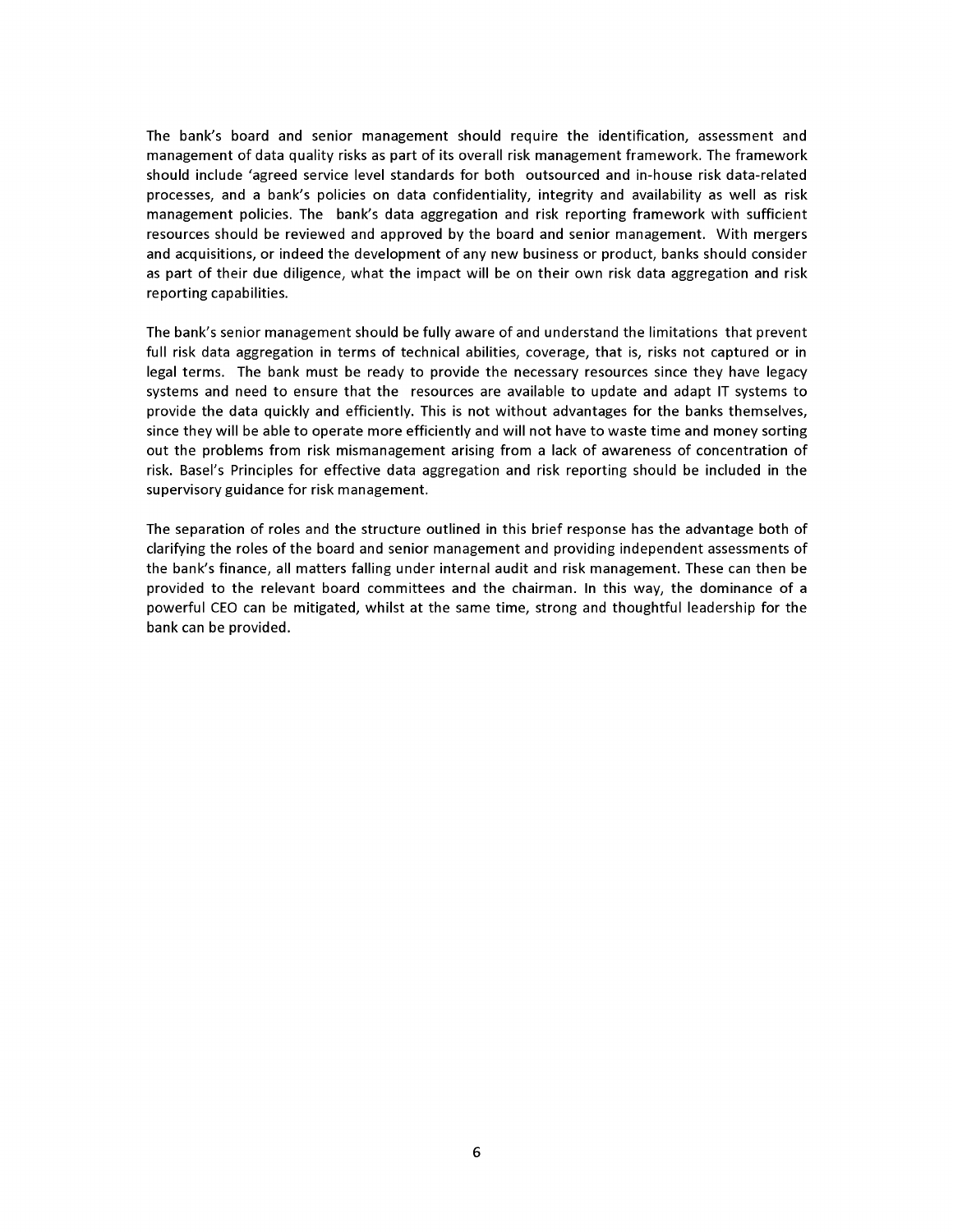The bank's board and senior management should require the identification, assessment and management of data quality risks as part of its overall risk management framework. The framework should include 'agreed service level standards for both outsourced and in-house risk data-related processes, and a bank's policies on data confidentiality, integrity and availability as well as risk management policies. The bank's data aggregation and risk reporting framework with sufficient resources should be reviewed and approved by the board and senior management. With mergers and acquisitions, or indeed the development of any new business or product, banks should consider as part of their due diligence, what the impact will be on their own risk data aggregation and risk reporting capabilities.

The bank's senior management should be fully aware of and understand the limitations that prevent full risk data aggregation in terms of technical abilities, coverage, that is, risks not captured or in legal terms. The bank must be ready to provide the necessary resources since they have legacy systems and need to ensure that the resources are available to update and adapt IT systems to provide the data quickly and efficiently. This is not without advantages for the banks themselves, since they will be able to operate more efficiently and will not have to waste time and money sorting out the problems from risk mismanagement arising from a lack of awareness of concentration of risk. Basel's Principles for effective data aggregation and risk reporting should be included in the supervisory guidance for risk management.

The separation of roles and the structure outlined in this brief response has the advantage both of clarifying the roles of the board and senior management and providing independent assessments of the bank's finance, all matters falling under internal audit and risk management. These can then be provided to the relevant board committees and the chairman. In this way, the dominance of a powerful CEO can be mitigated, whilst at the same time, strong and thoughtful leadership for the bank can be provided.